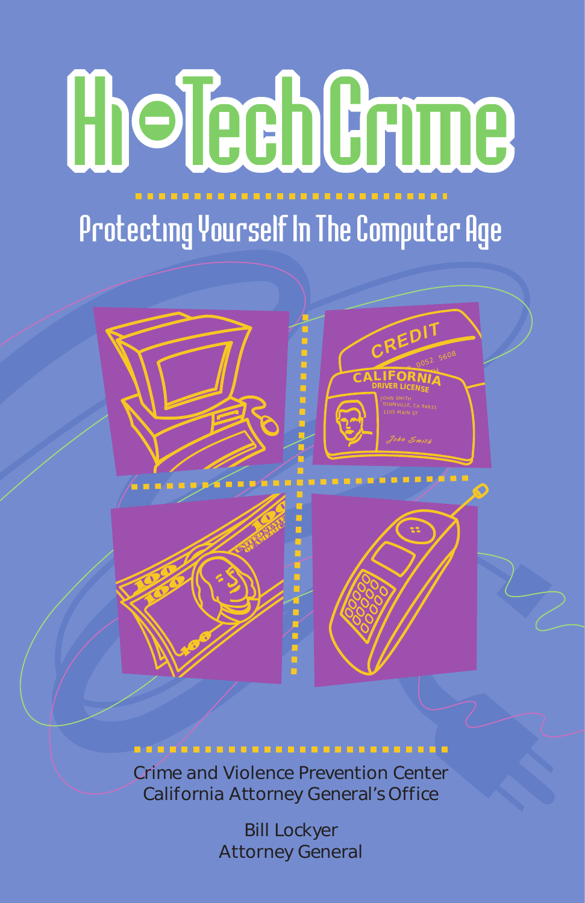# Hi-Tech Crime

## Protecting Yourself In The Computer Age

Crime and Violence Prevention Center
California Attorney General's Office

Bill Lockyer
Attorney General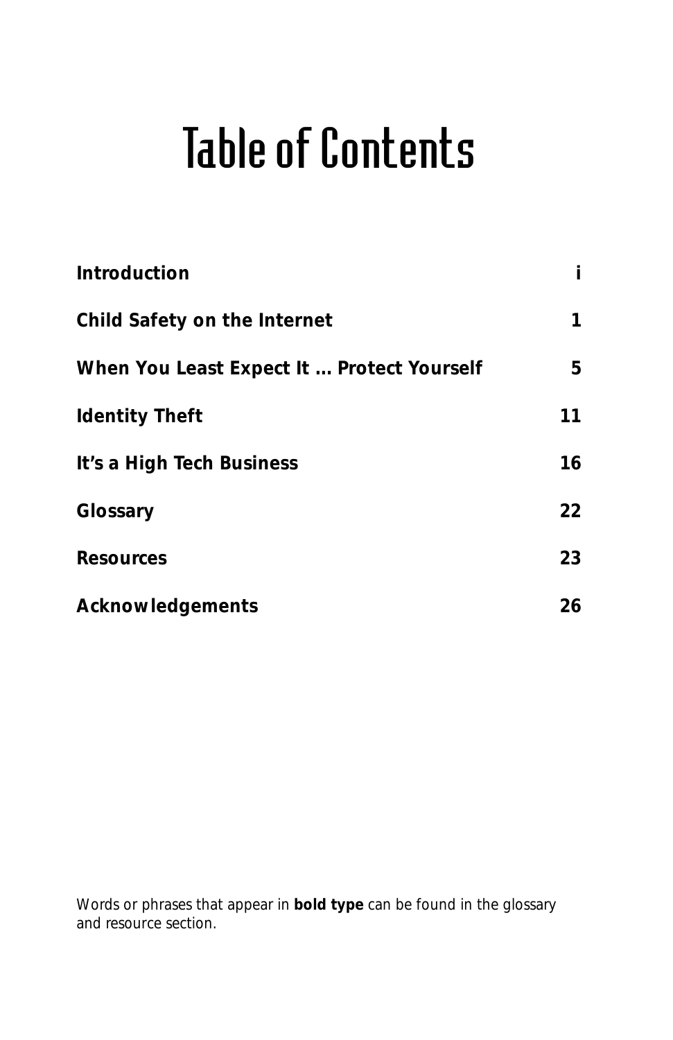# Table of Contents

| | |
|---|---|
| **Introduction** | **i** |
| **Child Safety on the Internet** | **1** |
| **When You Least Expect It … Protect Yourself** | **5** |
| **Identity Theft** | **11** |
| **It's a High Tech Business** | **16** |
| **Glossary** | **22** |
| **Resources** | **23** |
| **Acknowledgements** | **26** |

Words or phrases that appear in **bold type** can be found in the glossary and resource section.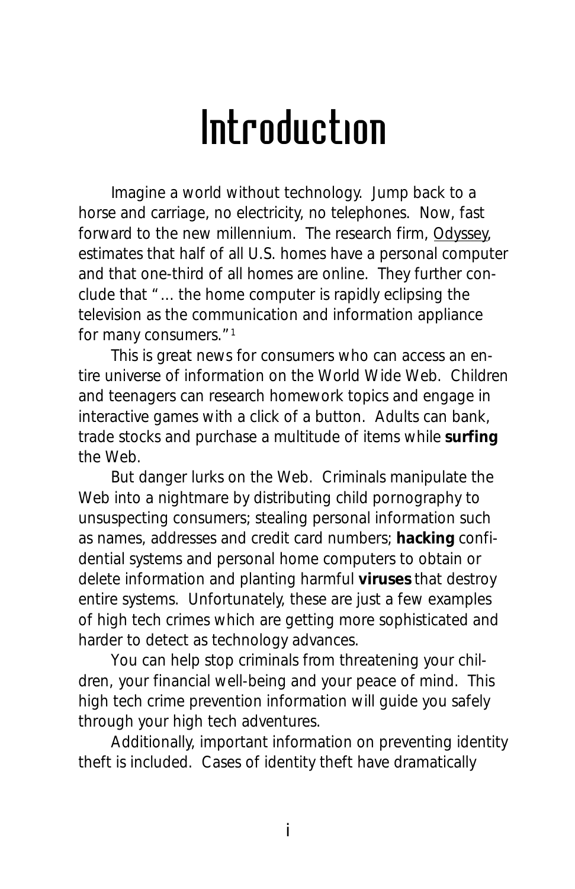# Introduction

Imagine a world without technology. Jump back to a horse and carriage, no electricity, no telephones. Now, fast forward to the new millennium. The research firm, Odyssey, estimates that half of all U.S. homes have a personal computer and that one-third of all homes are online. They further conclude that "... the home computer is rapidly eclipsing the television as the communication and information appliance for many consumers."[1]

This is great news for consumers who can access an entire universe of information on the World Wide Web. Children and teenagers can research homework topics and engage in interactive games with a click of a button. Adults can bank, trade stocks and purchase a multitude of items while **surfing** the Web.

But danger lurks on the Web. Criminals manipulate the Web into a nightmare by distributing child pornography to unsuspecting consumers; stealing personal information such as names, addresses and credit card numbers; **hacking** confidential systems and personal home computers to obtain or delete information and planting harmful **viruses** that destroy entire systems. Unfortunately, these are just a few examples of high tech crimes which are getting more sophisticated and harder to detect as technology advances.

You can help stop criminals from threatening your children, your financial well-being and your peace of mind. This high tech crime prevention information will guide you safely through your high tech adventures.

Additionally, important information on preventing identity theft is included. Cases of identity theft have dramatically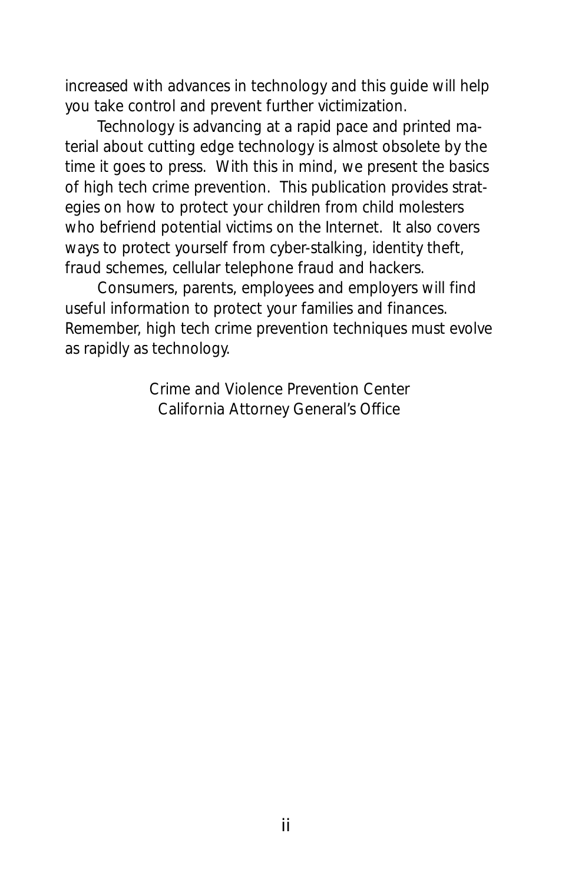increased with advances in technology and this guide will help you take control and prevent further victimization.

Technology is advancing at a rapid pace and printed material about cutting edge technology is almost obsolete by the time it goes to press. With this in mind, we present the basics of high tech crime prevention. This publication provides strategies on how to protect your children from child molesters who befriend potential victims on the Internet. It also covers ways to protect yourself from cyber-stalking, identity theft, fraud schemes, cellular telephone fraud and hackers.

Consumers, parents, employees and employers will find useful information to protect your families and finances. Remember, high tech crime prevention techniques must evolve as rapidly as technology.

Crime and Violence Prevention Center
California Attorney General's Office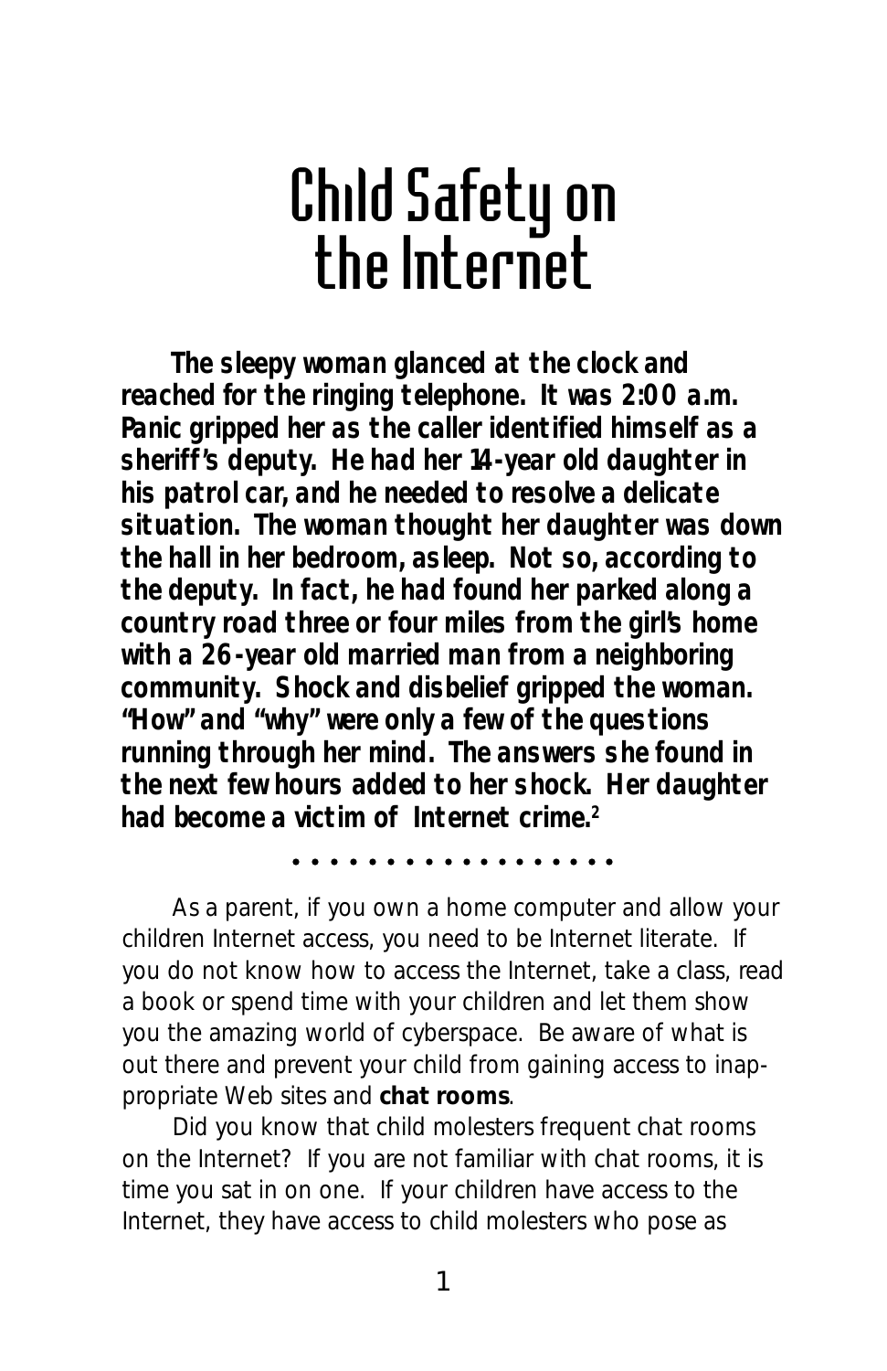# Child Safety on the Internet

***The sleepy woman glanced at the clock and reached for the ringing telephone. It was 2:00 a.m. Panic gripped her as the caller identified himself as a sheriff's deputy. He had her 14-year old daughter in his patrol car, and he needed to resolve a delicate situation. The woman thought her daughter was down the hall in her bedroom, asleep. Not so, according to the deputy. In fact, he had found her parked along a country road three or four miles from the girl's home with a 26-year old married man from a neighboring community. Shock and disbelief gripped the woman. "How" and "why" were only a few of the questions running through her mind. The answers she found in the next few hours added to her shock. Her daughter had become a victim of Internet crime.[2]***

• • • • • • • • • • • • • • • • • •

As a parent, if you own a home computer and allow your children Internet access, you need to be Internet literate. If you do not know how to access the Internet, take a class, read a book or spend time with your children and let them show you the amazing world of cyberspace. Be aware of what is out there and prevent your child from gaining access to inappropriate Web sites and **chat rooms**.

Did you know that child molesters frequent chat rooms on the Internet? If you are not familiar with chat rooms, it is time you sat in on one. If your children have access to the Internet, they have access to child molesters who pose as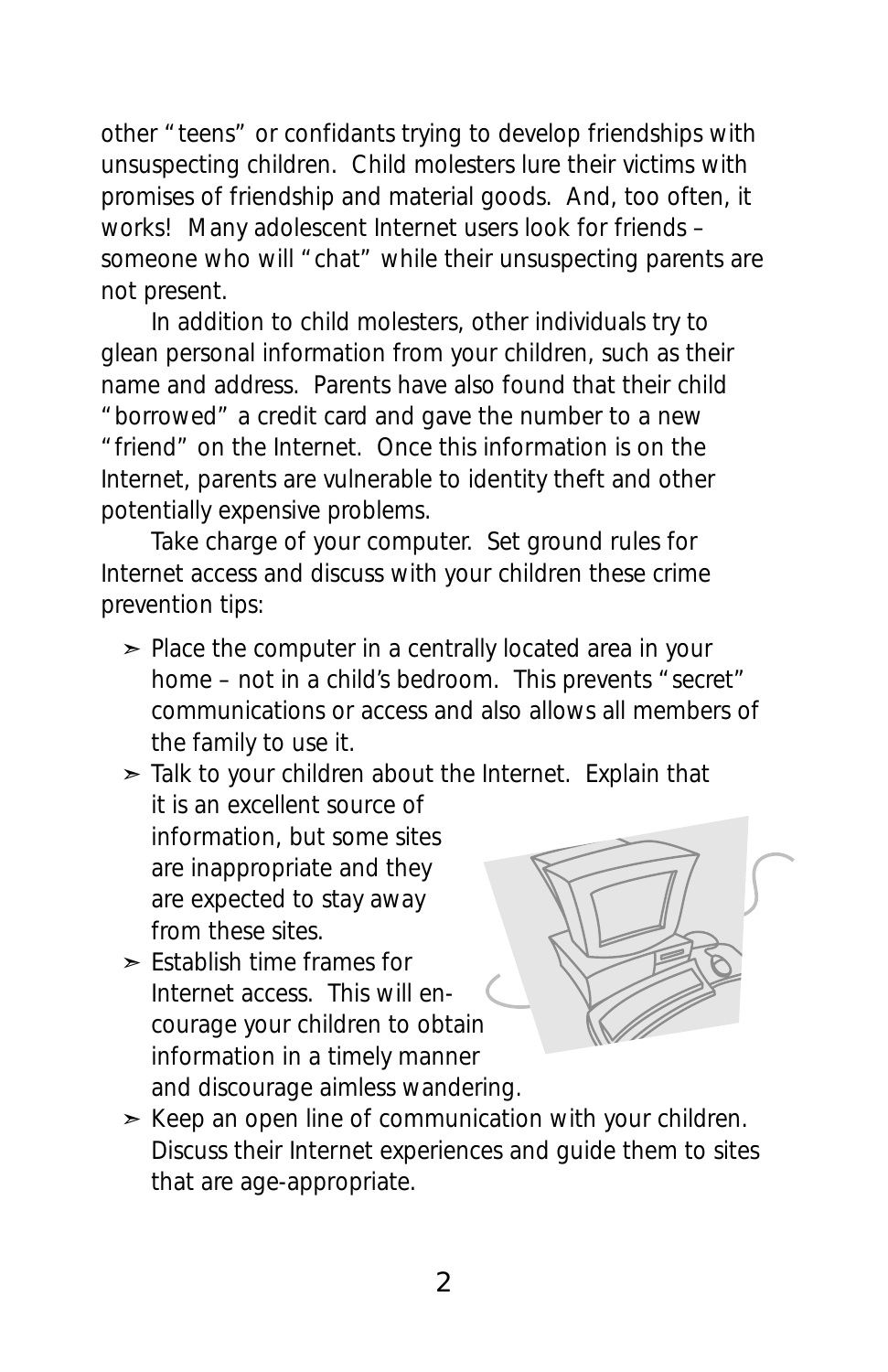other "teens" or confidants trying to develop friendships with unsuspecting children. Child molesters lure their victims with promises of friendship and material goods. And, too often, it works! Many adolescent Internet users look for friends – someone who will "chat" while their unsuspecting parents are not present.

In addition to child molesters, other individuals try to glean personal information from your children, such as their name and address. Parents have also found that their child "borrowed" a credit card and gave the number to a new "friend" on the Internet. Once this information is on the Internet, parents are vulnerable to identity theft and other potentially expensive problems.

Take charge of your computer. Set ground rules for Internet access and discuss with your children these crime prevention tips:

- Place the computer in a centrally located area in your home – not in a child's bedroom. This prevents "secret" communications or access and also allows all members of the family to use it.
- Talk to your children about the Internet. Explain that it is an excellent source of information, but some sites are inappropriate and they are expected to stay away from these sites.
- Establish time frames for Internet access. This will encourage your children to obtain information in a timely manner and discourage aimless wandering.
- Keep an open line of communication with your children. Discuss their Internet experiences and guide them to sites that are age-appropriate.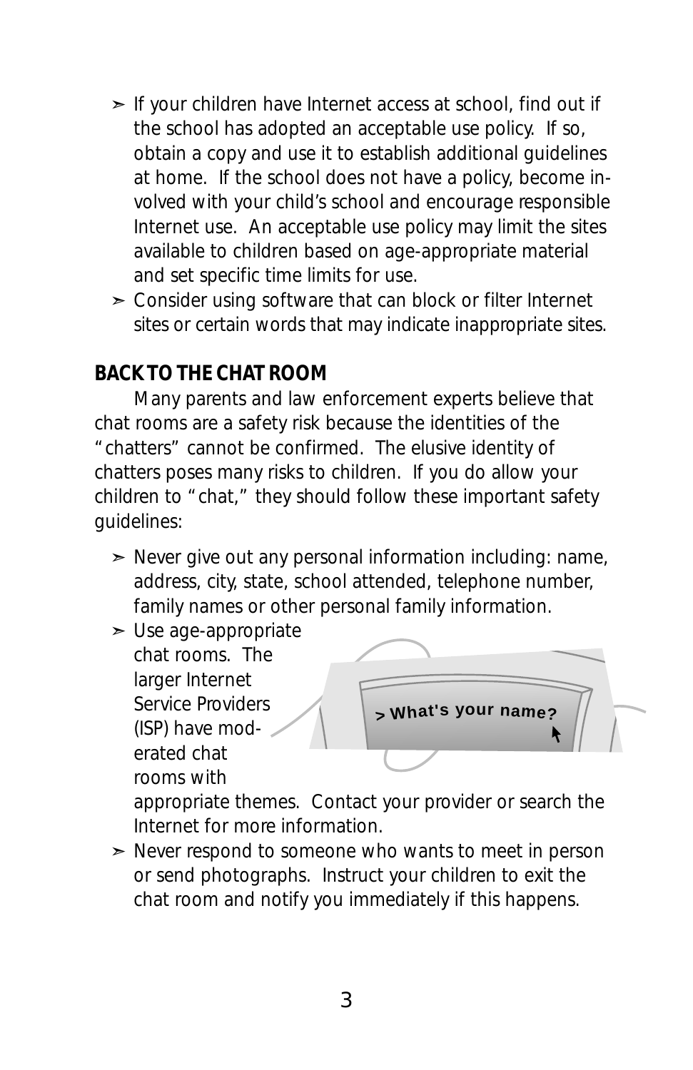- If your children have Internet access at school, find out if the school has adopted an acceptable use policy. If so, obtain a copy and use it to establish additional guidelines at home. If the school does not have a policy, become involved with your child's school and encourage responsible Internet use. An acceptable use policy may limit the sites available to children based on age-appropriate material and set specific time limits for use.
- Consider using software that can block or filter Internet sites or certain words that may indicate inappropriate sites.

## BACK TO THE CHAT ROOM

Many parents and law enforcement experts believe that chat rooms are a safety risk because the identities of the "chatters" cannot be confirmed. The elusive identity of chatters poses many risks to children. If you do allow your children to "chat," they should follow these important safety guidelines:

- Never give out any personal information including: name, address, city, state, school attended, telephone number, family names or other personal family information.
- Use age-appropriate chat rooms. The larger Internet Service Providers (ISP) have moderated chat rooms with appropriate themes. Contact your provider or search the Internet for more information.
- Never respond to someone who wants to meet in person or send photographs. Instruct your children to exit the chat room and notify you immediately if this happens.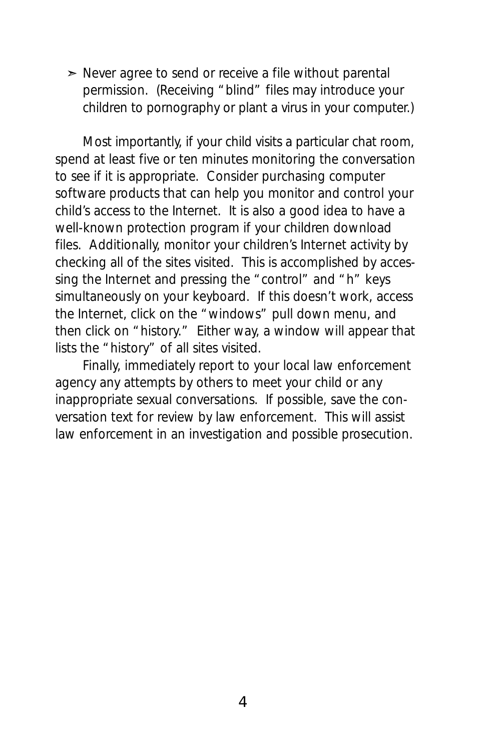- Never agree to send or receive a file without parental permission. (Receiving "blind" files may introduce your children to pornography or plant a virus in your computer.)

Most importantly, if your child visits a particular chat room, spend at least five or ten minutes monitoring the conversation to see if it is appropriate. Consider purchasing computer software products that can help you monitor and control your child's access to the Internet. It is also a good idea to have a well-known protection program if your children download files. Additionally, monitor your children's Internet activity by checking all of the sites visited. This is accomplished by accessing the Internet and pressing the "control" and "h" keys simultaneously on your keyboard. If this doesn't work, access the Internet, click on the "windows" pull down menu, and then click on "history." Either way, a window will appear that lists the "history" of all sites visited.

Finally, immediately report to your local law enforcement agency any attempts by others to meet your child or any inappropriate sexual conversations. If possible, save the conversation text for review by law enforcement. This will assist law enforcement in an investigation and possible prosecution.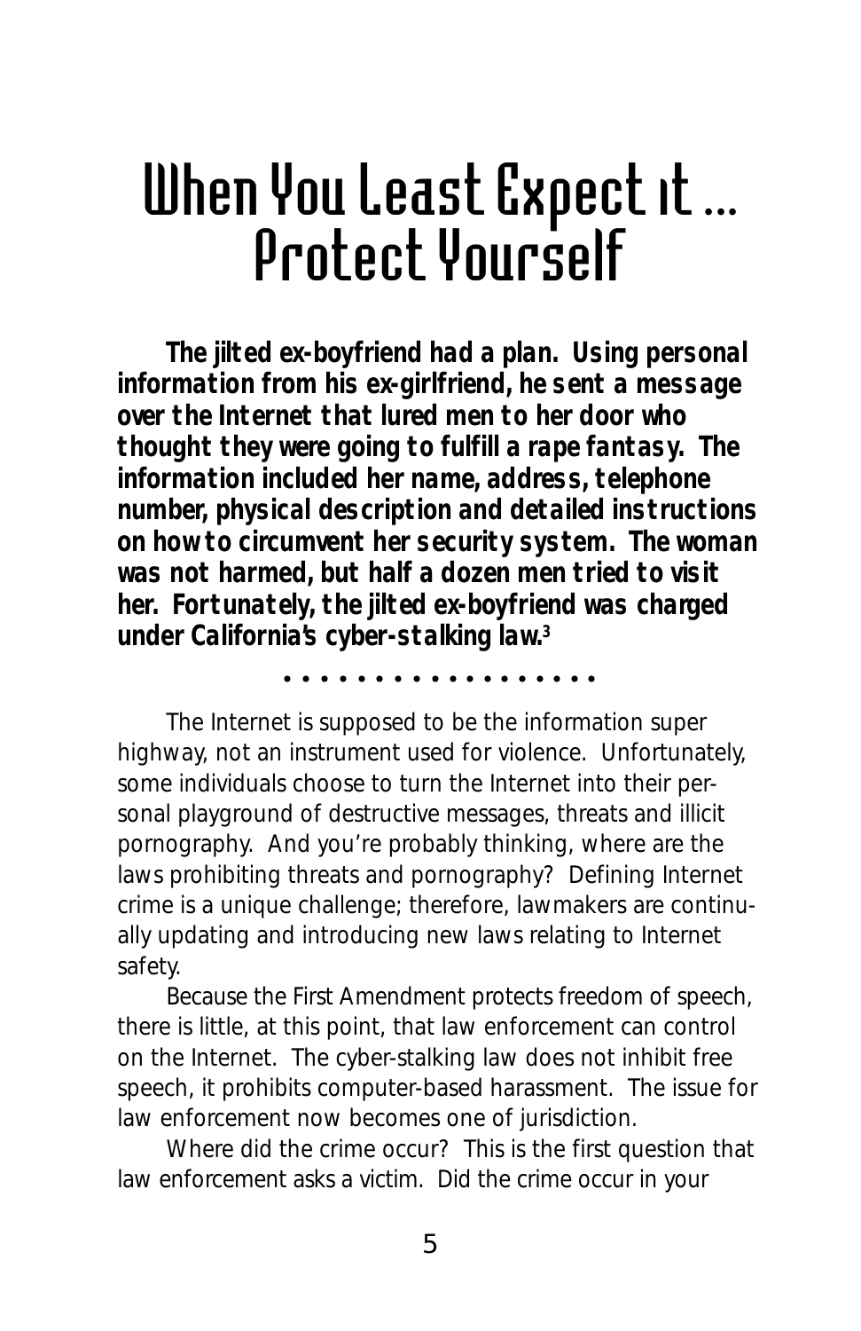# When You Least Expect it ... Protect Yourself

***The jilted ex-boyfriend had a plan. Using personal information from his ex-girlfriend, he sent a message over the Internet that lured men to her door who thought they were going to fulfill a rape fantasy. The information included her name, address, telephone number, physical description and detailed instructions on how to circumvent her security system. The woman was not harmed, but half a dozen men tried to visit her. Fortunately, the jilted ex-boyfriend was charged under California's cyber-stalking law.[3]***

. . . . . . . . . . . . . . . . . .

The Internet is supposed to be the information super highway, not an instrument used for violence. Unfortunately, some individuals choose to turn the Internet into their personal playground of destructive messages, threats and illicit pornography. And you're probably thinking, where are the laws prohibiting threats and pornography? Defining Internet crime is a unique challenge; therefore, lawmakers are continually updating and introducing new laws relating to Internet safety.

Because the First Amendment protects freedom of speech, there is little, at this point, that law enforcement can control on the Internet. The cyber-stalking law does not inhibit free speech, it prohibits computer-based harassment. The issue for law enforcement now becomes one of jurisdiction.

Where did the crime occur? This is the first question that law enforcement asks a victim. Did the crime occur in your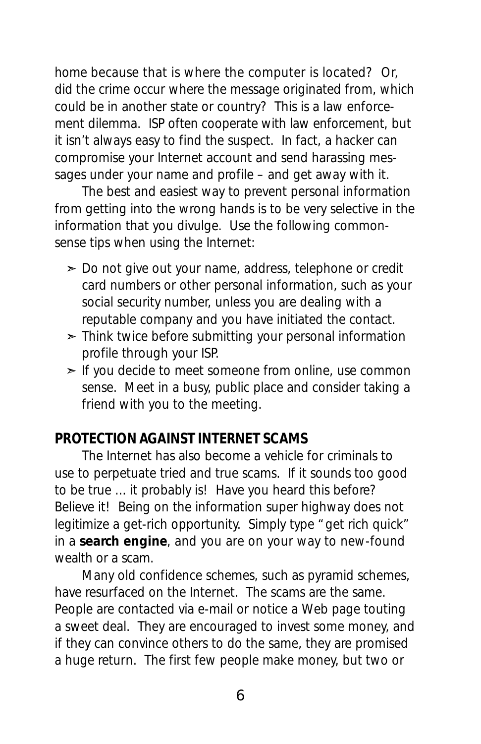home because that is where the computer is located? Or, did the crime occur where the message originated from, which could be in another state or country? This is a law enforcement dilemma. ISP often cooperate with law enforcement, but it isn't always easy to find the suspect. In fact, a hacker can compromise your Internet account and send harassing messages under your name and profile – and get away with it.

The best and easiest way to prevent personal information from getting into the wrong hands is to be very selective in the information that you divulge. Use the following common-sense tips when using the Internet:

- Do not give out your name, address, telephone or credit card numbers or other personal information, such as your social security number, unless you are dealing with a reputable company and you have initiated the contact.
- Think twice before submitting your personal information profile through your ISP.
- If you decide to meet someone from online, use common sense. Meet in a busy, public place and consider taking a friend with you to the meeting.

## PROTECTION AGAINST INTERNET SCAMS

The Internet has also become a vehicle for criminals to use to perpetuate tried and true scams. If it sounds too good to be true ... it probably is! Have you heard this before? Believe it! Being on the information super highway does not legitimize a get-rich opportunity. Simply type "get rich quick" in a **search engine**, and you are on your way to new-found wealth or a scam.

Many old confidence schemes, such as pyramid schemes, have resurfaced on the Internet. The scams are the same. People are contacted via e-mail or notice a Web page touting a sweet deal. They are encouraged to invest some money, and if they can convince others to do the same, they are promised a huge return. The first few people make money, but two or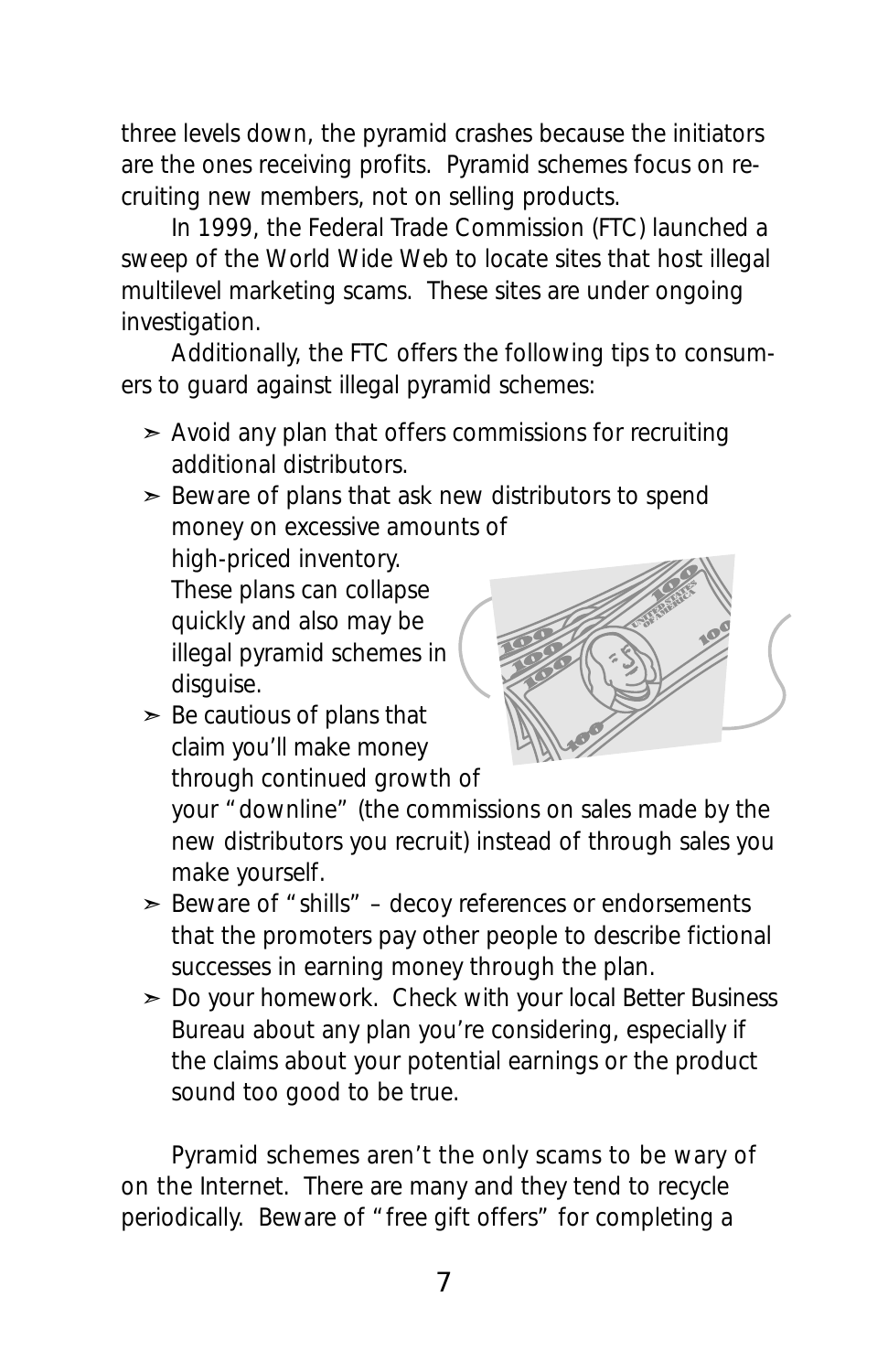three levels down, the pyramid crashes because the initiators are the ones receiving profits. Pyramid schemes focus on recruiting new members, not on selling products.

In 1999, the Federal Trade Commission (FTC) launched a sweep of the World Wide Web to locate sites that host illegal multilevel marketing scams. These sites are under ongoing investigation.

Additionally, the FTC offers the following tips to consumers to guard against illegal pyramid schemes:

- Avoid any plan that offers commissions for recruiting additional distributors.
- Beware of plans that ask new distributors to spend money on excessive amounts of high-priced inventory. These plans can collapse quickly and also may be illegal pyramid schemes in disguise.
- Be cautious of plans that claim you'll make money through continued growth of your "downline" (the commissions on sales made by the new distributors you recruit) instead of through sales you make yourself.
- Beware of "shills" – decoy references or endorsements that the promoters pay other people to describe fictional successes in earning money through the plan.
- Do your homework. Check with your local Better Business Bureau about any plan you're considering, especially if the claims about your potential earnings or the product sound too good to be true.

Pyramid schemes aren't the only scams to be wary of on the Internet. There are many and they tend to recycle periodically. Beware of "free gift offers" for completing a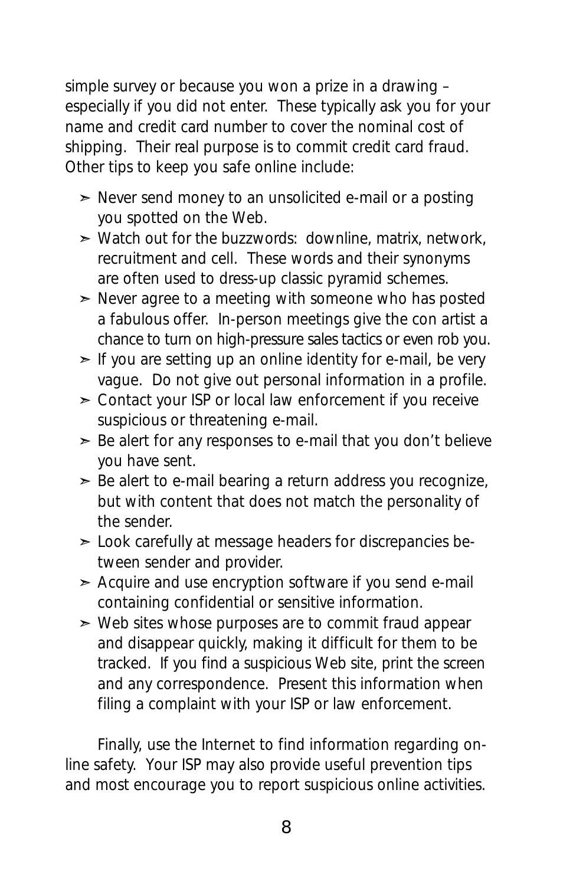simple survey or because you won a prize in a drawing – especially if you did not enter. These typically ask you for your name and credit card number to cover the nominal cost of shipping. Their real purpose is to commit credit card fraud. Other tips to keep you safe online include:

- Never send money to an unsolicited e-mail or a posting you spotted on the Web.
- Watch out for the buzzwords: downline, matrix, network, recruitment and cell. These words and their synonyms are often used to dress-up classic pyramid schemes.
- Never agree to a meeting with someone who has posted a fabulous offer. In-person meetings give the con artist a chance to turn on high-pressure sales tactics or even rob you.
- If you are setting up an online identity for e-mail, be very vague. Do not give out personal information in a profile.
- Contact your ISP or local law enforcement if you receive suspicious or threatening e-mail.
- Be alert for any responses to e-mail that you don't believe you have sent.
- Be alert to e-mail bearing a return address you recognize, but with content that does not match the personality of the sender.
- Look carefully at message headers for discrepancies between sender and provider.
- Acquire and use encryption software if you send e-mail containing confidential or sensitive information.
- Web sites whose purposes are to commit fraud appear and disappear quickly, making it difficult for them to be tracked. If you find a suspicious Web site, print the screen and any correspondence. Present this information when filing a complaint with your ISP or law enforcement.

Finally, use the Internet to find information regarding online safety. Your ISP may also provide useful prevention tips and most encourage you to report suspicious online activities.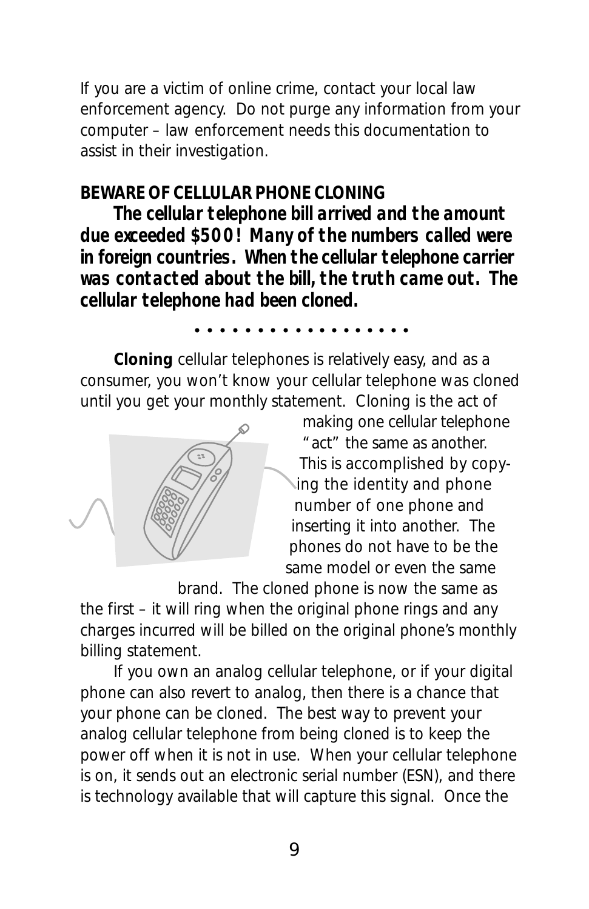If you are a victim of online crime, contact your local law enforcement agency. Do not purge any information from your computer – law enforcement needs this documentation to assist in their investigation.

## BEWARE OF CELLULAR PHONE CLONING

***The cellular telephone bill arrived and the amount due exceeded $500! Many of the numbers called were in foreign countries. When the cellular telephone carrier was contacted about the bill, the truth came out. The cellular telephone had been cloned.***

• • • • • • • • • • • • • • • • • •

**Cloning** cellular telephones is relatively easy, and as a consumer, you won't know your cellular telephone was cloned until you get your monthly statement. Cloning is the act of making one cellular telephone "act" the same as another. This is accomplished by copying the identity and phone number of one phone and inserting it into another. The phones do not have to be the same model or even the same brand. The cloned phone is now the same as the first – it will ring when the original phone rings and any charges incurred will be billed on the original phone's monthly billing statement.

If you own an analog cellular telephone, or if your digital phone can also revert to analog, then there is a chance that your phone can be cloned. The best way to prevent your analog cellular telephone from being cloned is to keep the power off when it is not in use. When your cellular telephone is on, it sends out an electronic serial number (ESN), and there is technology available that will capture this signal. Once the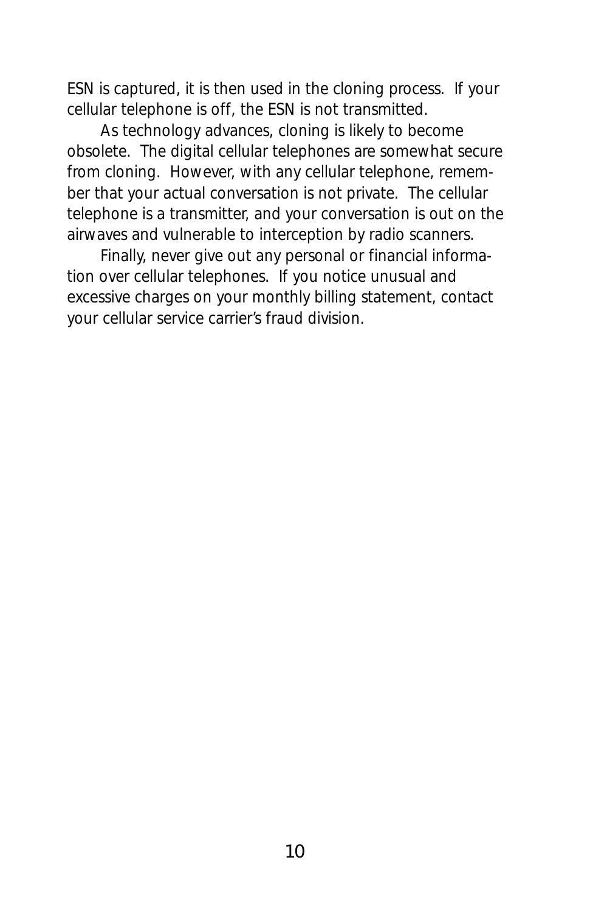ESN is captured, it is then used in the cloning process. If your cellular telephone is off, the ESN is not transmitted.

As technology advances, cloning is likely to become obsolete. The digital cellular telephones are somewhat secure from cloning. However, with any cellular telephone, remember that your actual conversation is not private. The cellular telephone is a transmitter, and your conversation is out on the airwaves and vulnerable to interception by radio scanners.

Finally, never give out any personal or financial information over cellular telephones. If you notice unusual and excessive charges on your monthly billing statement, contact your cellular service carrier's fraud division.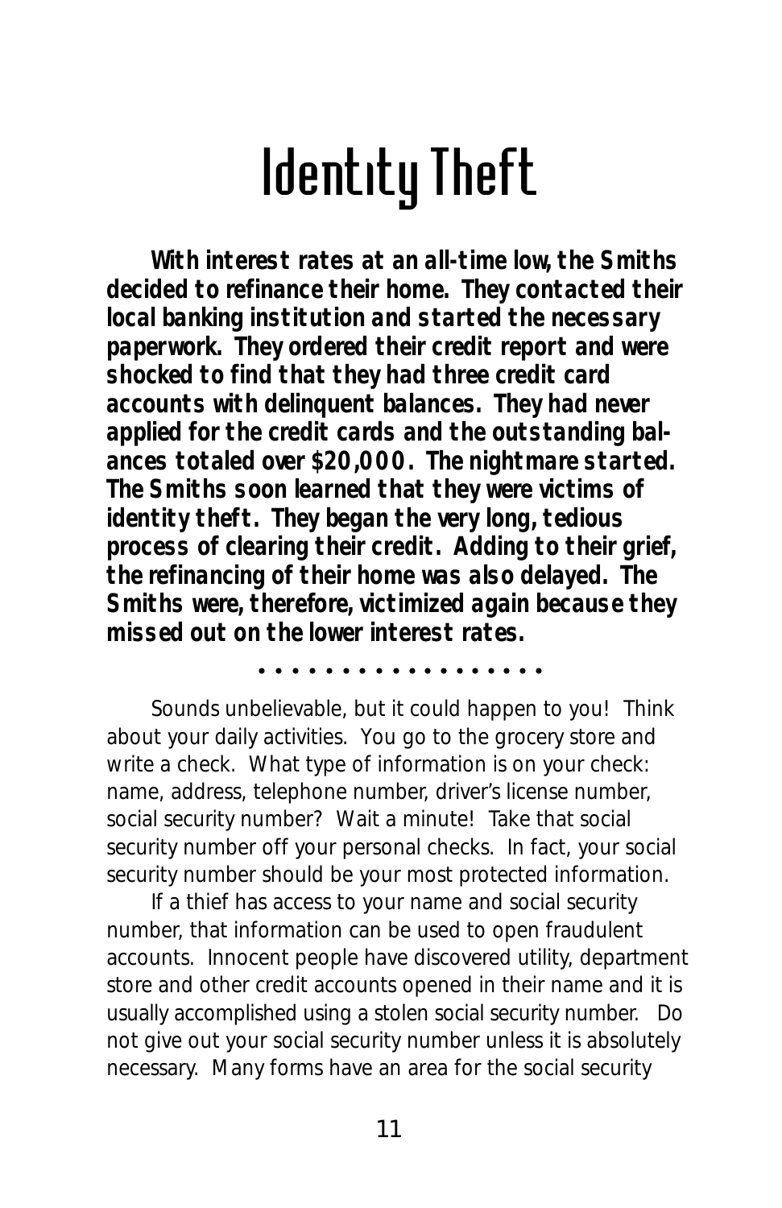# Identity Theft

**With interest rates at an all-time low, the Smiths decided to refinance their home. They contacted their local banking institution and started the necessary paperwork. They ordered their credit report and were shocked to find that they had three credit card accounts with delinquent balances. They had never applied for the credit cards and the outstanding balances totaled over $20,000. The nightmare started. The Smiths soon learned that they were victims of identity theft. They began the very long, tedious process of clearing their credit. Adding to their grief, the refinancing of their home was also delayed. The Smiths were, therefore, victimized again because they missed out on the lower interest rates.**

. . . . . . . . . . . . . . . . . .

Sounds unbelievable, but it could happen to you! Think about your daily activities. You go to the grocery store and write a check. What type of information is on your check: name, address, telephone number, driver's license number, social security number? Wait a minute! Take that social security number off your personal checks. In fact, your social security number should be your most protected information.

If a thief has access to your name and social security number, that information can be used to open fraudulent accounts. Innocent people have discovered utility, department store and other credit accounts opened in their name and it is usually accomplished using a stolen social security number. Do not give out your social security number unless it is absolutely necessary. Many forms have an area for the social security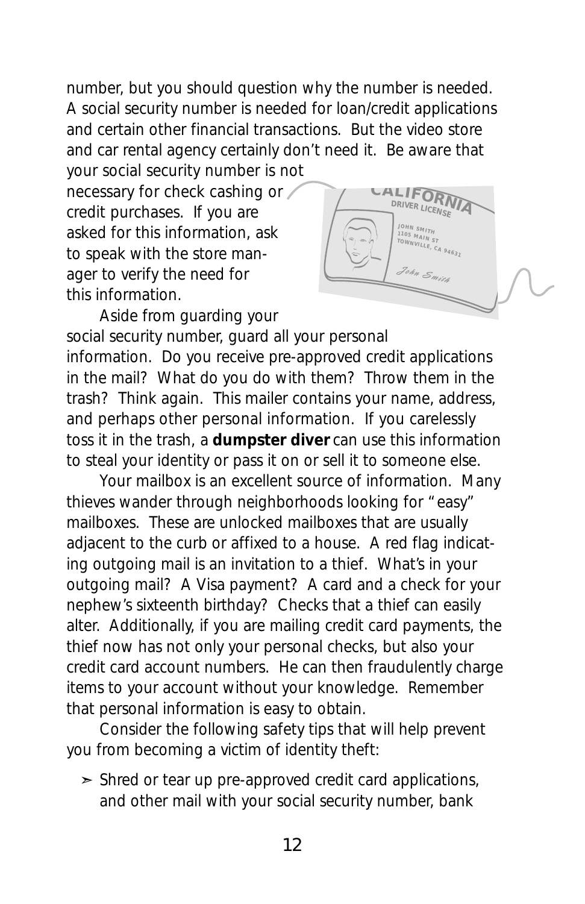number, but you should question why the number is needed. A social security number is needed for loan/credit applications and certain other financial transactions. But the video store and car rental agency certainly don't need it. Be aware that your social security number is not necessary for check cashing or credit purchases. If you are asked for this information, ask to speak with the store manager to verify the need for this information.

Aside from guarding your social security number, guard all your personal information. Do you receive pre-approved credit applications in the mail? What do you do with them? Throw them in the trash? Think again. This mailer contains your name, address, and perhaps other personal information. If you carelessly toss it in the trash, a **dumpster diver** can use this information to steal your identity or pass it on or sell it to someone else.

Your mailbox is an excellent source of information. Many thieves wander through neighborhoods looking for "easy" mailboxes. These are unlocked mailboxes that are usually adjacent to the curb or affixed to a house. A red flag indicating outgoing mail is an invitation to a thief. What's in your outgoing mail? A Visa payment? A card and a check for your nephew's sixteenth birthday? Checks that a thief can easily alter. Additionally, if you are mailing credit card payments, the thief now has not only your personal checks, but also your credit card account numbers. He can then fraudulently charge items to your account without your knowledge. Remember that personal information is easy to obtain.

Consider the following safety tips that will help prevent you from becoming a victim of identity theft:

- Shred or tear up pre-approved credit card applications, and other mail with your social security number, bank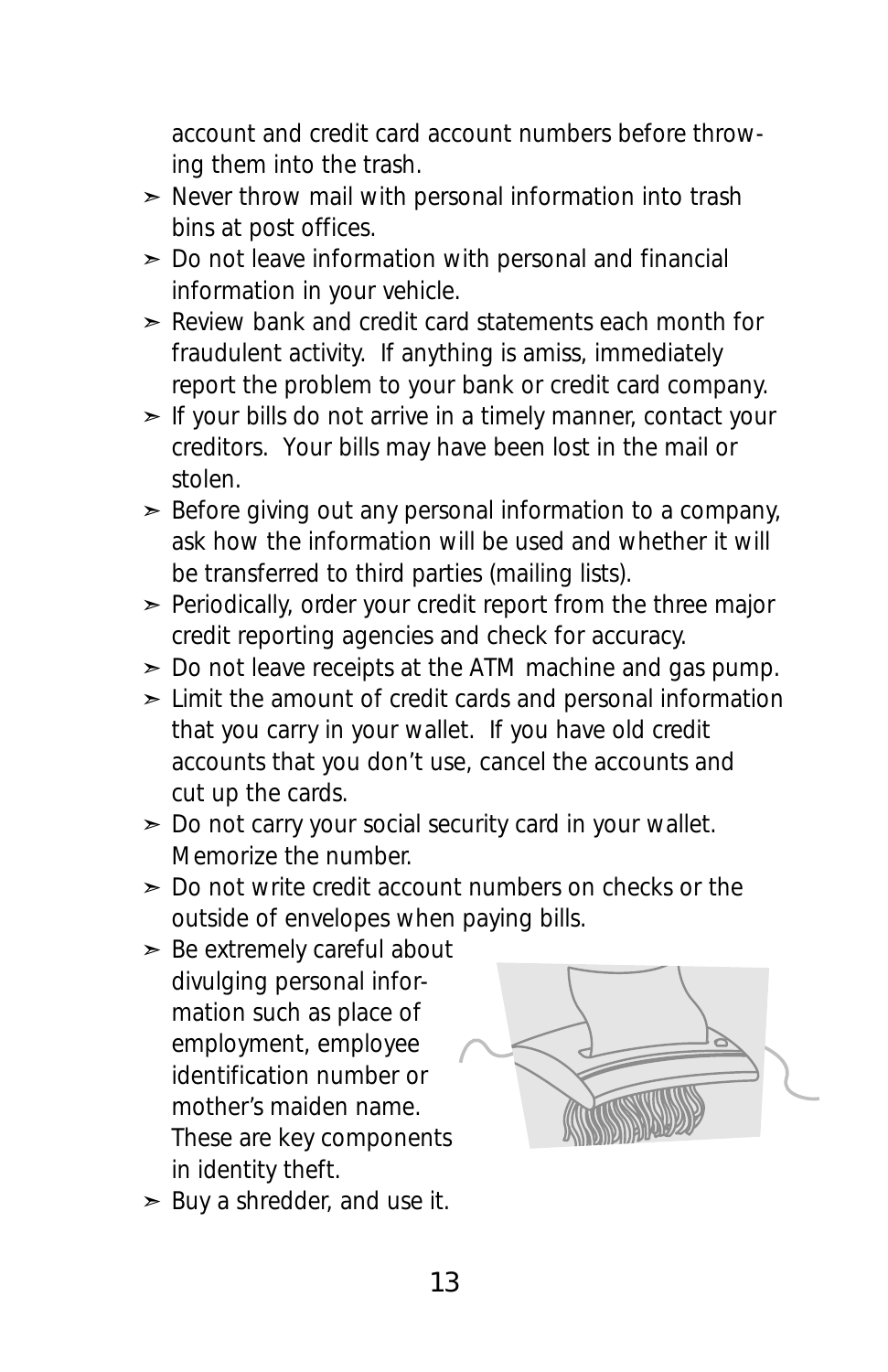account and credit card account numbers before throwing them into the trash.

- Never throw mail with personal information into trash bins at post offices.
- Do not leave information with personal and financial information in your vehicle.
- Review bank and credit card statements each month for fraudulent activity. If anything is amiss, immediately report the problem to your bank or credit card company.
- If your bills do not arrive in a timely manner, contact your creditors. Your bills may have been lost in the mail or stolen.
- Before giving out any personal information to a company, ask how the information will be used and whether it will be transferred to third parties (mailing lists).
- Periodically, order your credit report from the three major credit reporting agencies and check for accuracy.
- Do not leave receipts at the ATM machine and gas pump.
- Limit the amount of credit cards and personal information that you carry in your wallet. If you have old credit accounts that you don't use, cancel the accounts and cut up the cards.
- Do not carry your social security card in your wallet. Memorize the number.
- Do not write credit account numbers on checks or the outside of envelopes when paying bills.
- Be extremely careful about divulging personal information such as place of employment, employee identification number or mother's maiden name. These are key components in identity theft.
- Buy a shredder, and use it.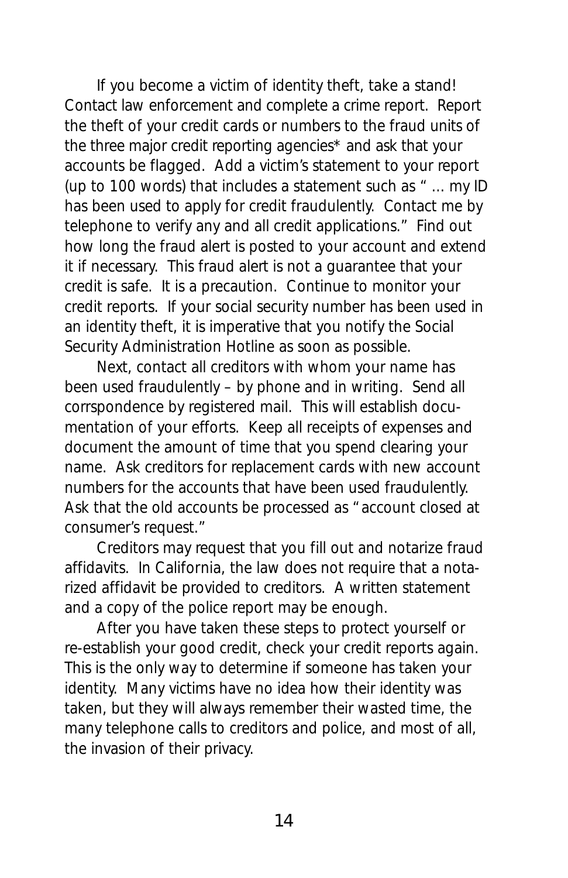If you become a victim of identity theft, take a stand! Contact law enforcement and complete a crime report. Report the theft of your credit cards or numbers to the fraud units of the three major credit reporting agencies* and ask that your accounts be flagged. Add a victim's statement to your report (up to 100 words) that includes a statement such as " ... my ID has been used to apply for credit fraudulently. Contact me by telephone to verify any and all credit applications." Find out how long the fraud alert is posted to your account and extend it if necessary. This fraud alert is not a guarantee that your credit is safe. It is a precaution. Continue to monitor your credit reports. If your social security number has been used in an identity theft, it is imperative that you notify the Social Security Administration Hotline as soon as possible.

Next, contact all creditors with whom your name has been used fraudulently – by phone and in writing. Send all corrspondence by registered mail. This will establish documentation of your efforts. Keep all receipts of expenses and document the amount of time that you spend clearing your name. Ask creditors for replacement cards with new account numbers for the accounts that have been used fraudulently. Ask that the old accounts be processed as "account closed at consumer's request."

Creditors may request that you fill out and notarize fraud affidavits. In California, the law does not require that a notarized affidavit be provided to creditors. A written statement and a copy of the police report may be enough.

After you have taken these steps to protect yourself or re-establish your good credit, check your credit reports again. This is the only way to determine if someone has taken your identity. Many victims have no idea how their identity was taken, but they will always remember their wasted time, the many telephone calls to creditors and police, and most of all, the invasion of their privacy.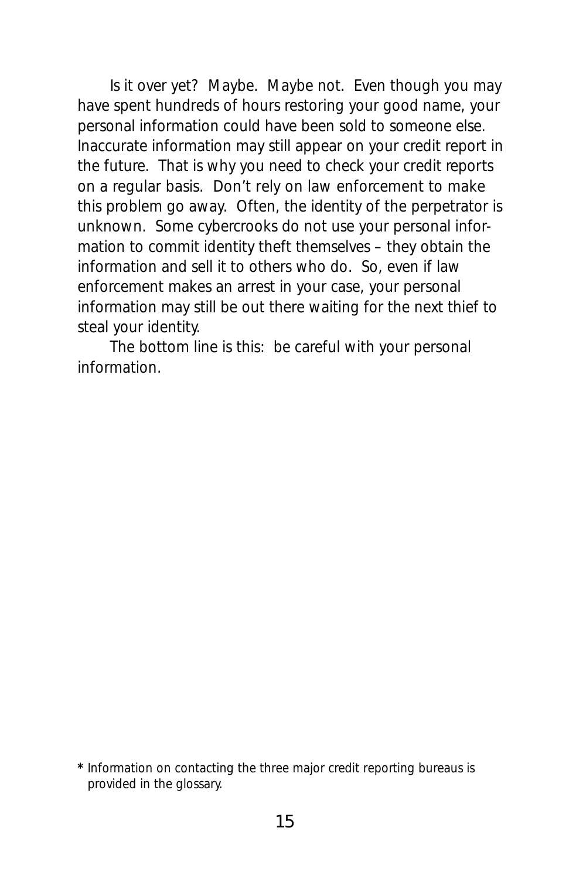Is it over yet? Maybe. Maybe not. Even though you may have spent hundreds of hours restoring your good name, your personal information could have been sold to someone else. Inaccurate information may still appear on your credit report in the future. That is why you need to check your credit reports on a regular basis. Don't rely on law enforcement to make this problem go away. Often, the identity of the perpetrator is unknown. Some cybercrooks do not use your personal information to commit identity theft themselves – they obtain the information and sell it to others who do. So, even if law enforcement makes an arrest in your case, your personal information may still be out there waiting for the next thief to steal your identity.

The bottom line is this: be careful with your personal information.

**\*** Information on contacting the three major credit reporting bureaus is provided in the glossary.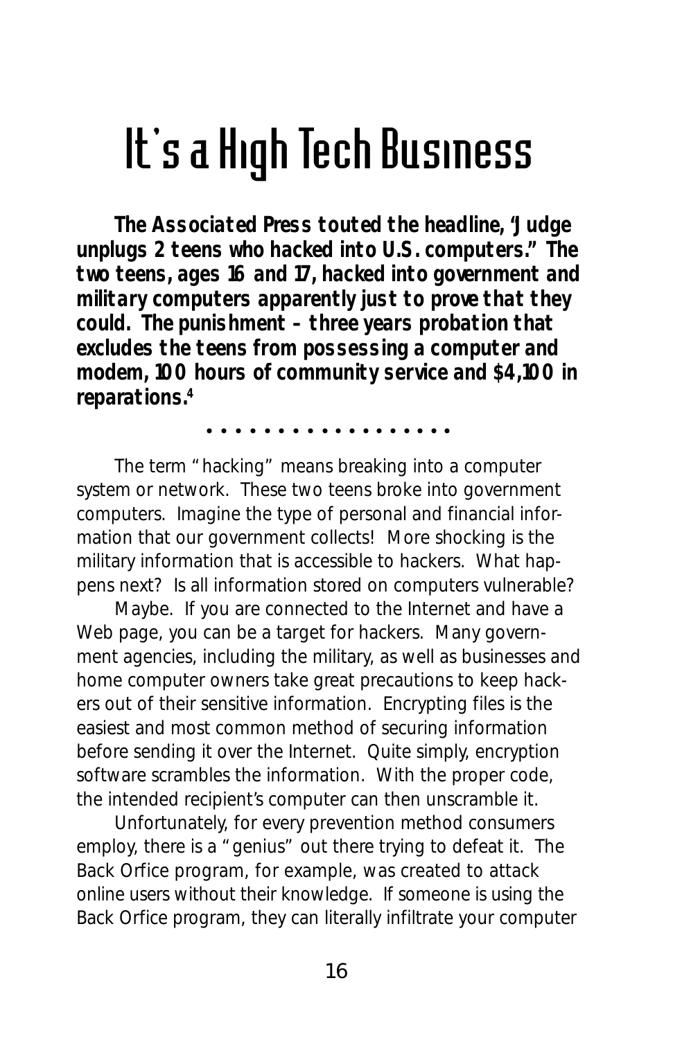# It's a High Tech Business

**The Associated Press touted the headline, "Judge unplugs 2 teens who hacked into U.S. computers." The two teens, ages 16 and 17, hacked into government and military computers apparently just to prove that they could. The punishment – three years probation that excludes the teens from possessing a computer and modem, 100 hours of community service and $4,100 in reparations.[4]**

• • • • • • • • • • • • • • • • • •

The term "hacking" means breaking into a computer system or network. These two teens broke into government computers. Imagine the type of personal and financial information that our government collects! More shocking is the military information that is accessible to hackers. What happens next? Is all information stored on computers vulnerable?

Maybe. If you are connected to the Internet and have a Web page, you can be a target for hackers. Many government agencies, including the military, as well as businesses and home computer owners take great precautions to keep hackers out of their sensitive information. Encrypting files is the easiest and most common method of securing information before sending it over the Internet. Quite simply, encryption software scrambles the information. With the proper code, the intended recipient's computer can then unscramble it.

Unfortunately, for every prevention method consumers employ, there is a "genius" out there trying to defeat it. The Back Orfice program, for example, was created to attack online users without their knowledge. If someone is using the Back Orfice program, they can literally infiltrate your computer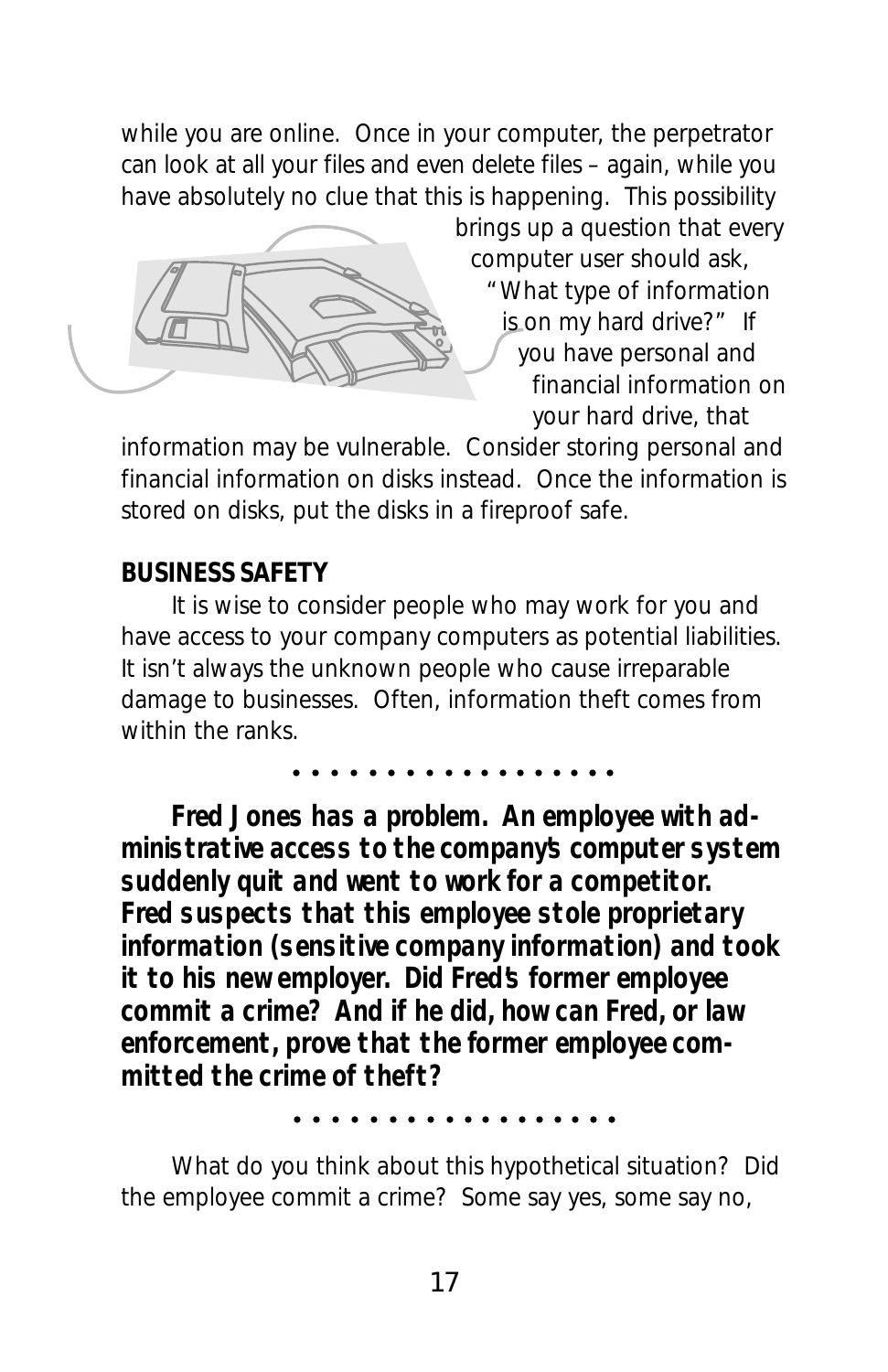while you are online. Once in your computer, the perpetrator can look at all your files and even delete files – again, while you have absolutely no clue that this is happening. This possibility brings up a question that every computer user should ask, "What type of information is on my hard drive?" If you have personal and financial information on your hard drive, that information may be vulnerable. Consider storing personal and financial information on disks instead. Once the information is stored on disks, put the disks in a fireproof safe.

**BUSINESS SAFETY**

It is wise to consider people who may work for you and have access to your company computers as potential liabilities. It isn't always the unknown people who cause irreparable damage to businesses. Often, information theft comes from within the ranks.

• • • • • • • • • • • • • • • • • •

***Fred Jones has a problem. An employee with administrative access to the company's computer system suddenly quit and went to work for a competitor. Fred suspects that this employee stole proprietary information (sensitive company information) and took it to his new employer. Did Fred's former employee commit a crime? And if he did, how can Fred, or law enforcement, prove that the former employee committed the crime of theft?***

• • • • • • • • • • • • • • • • • •

What do you think about this hypothetical situation? Did the employee commit a crime? Some say yes, some say no,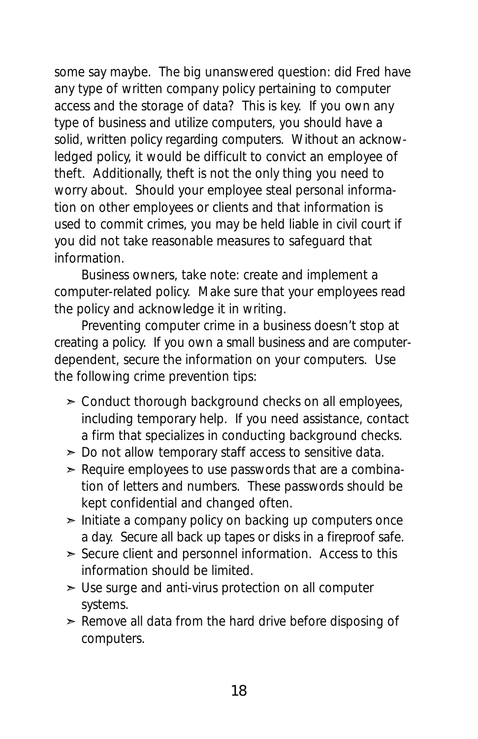some say maybe. The big unanswered question: did Fred have any type of written company policy pertaining to computer access and the storage of data? This is key. If you own any type of business and utilize computers, you should have a solid, written policy regarding computers. Without an acknowledged policy, it would be difficult to convict an employee of theft. Additionally, theft is not the only thing you need to worry about. Should your employee steal personal information on other employees or clients and that information is used to commit crimes, you may be held liable in civil court if you did not take reasonable measures to safeguard that information.

Business owners, take note: create and implement a computer-related policy. Make sure that your employees read the policy and acknowledge it in writing.

Preventing computer crime in a business doesn't stop at creating a policy. If you own a small business and are computer-dependent, secure the information on your computers. Use the following crime prevention tips:

- Conduct thorough background checks on all employees, including temporary help. If you need assistance, contact a firm that specializes in conducting background checks.
- Do not allow temporary staff access to sensitive data.
- Require employees to use passwords that are a combination of letters and numbers. These passwords should be kept confidential and changed often.
- Initiate a company policy on backing up computers once a day. Secure all back up tapes or disks in a fireproof safe.
- Secure client and personnel information. Access to this information should be limited.
- Use surge and anti-virus protection on all computer systems.
- Remove all data from the hard drive before disposing of computers.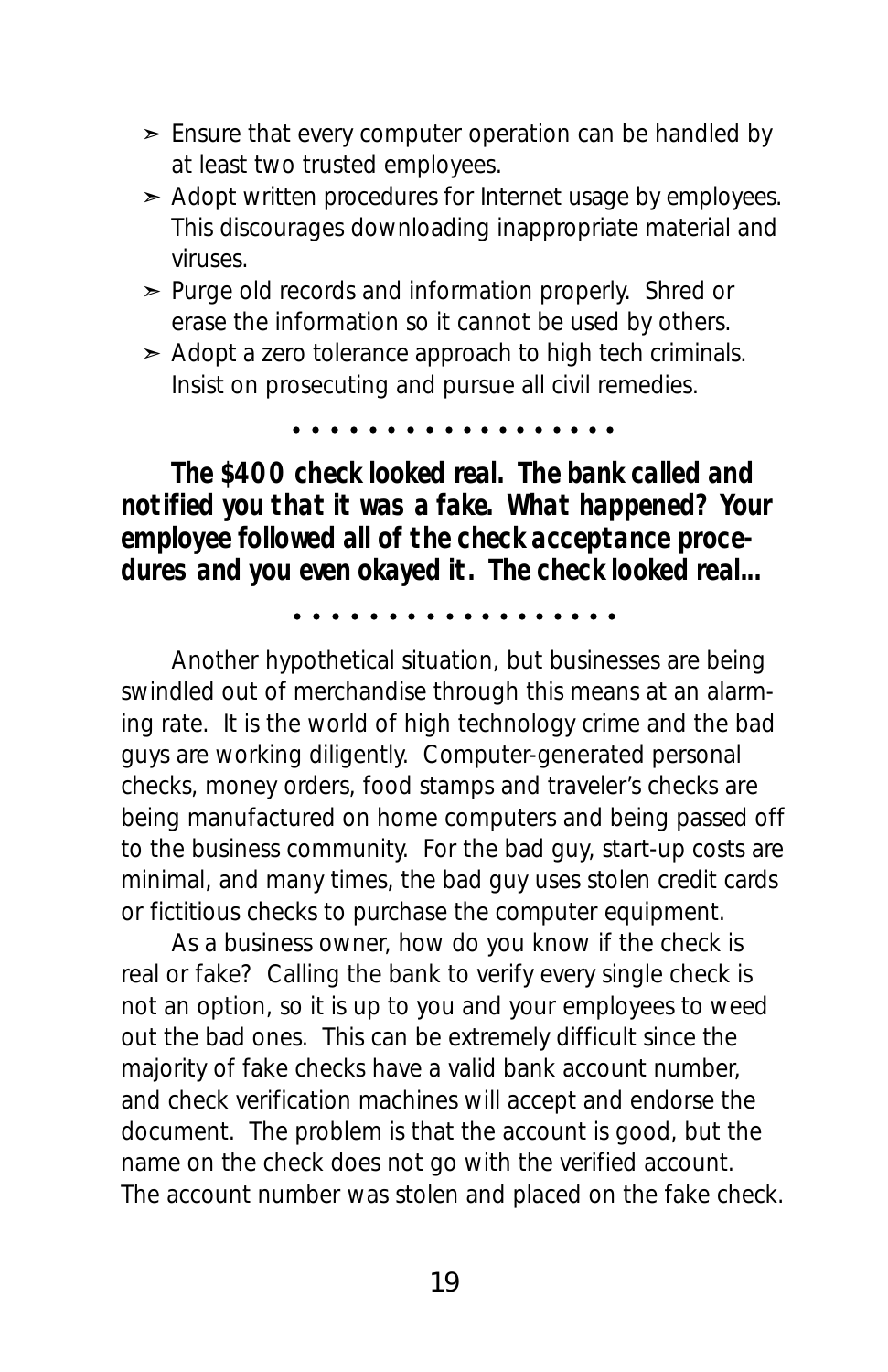- Ensure that every computer operation can be handled by at least two trusted employees.
- Adopt written procedures for Internet usage by employees. This discourages downloading inappropriate material and viruses.
- Purge old records and information properly. Shred or erase the information so it cannot be used by others.
- Adopt a zero tolerance approach to high tech criminals. Insist on prosecuting and pursue all civil remedies.

• • • • • • • • • • • • • • • • • •

***The $400 check looked real. The bank called and notified you that it was a fake. What happened? Your employee followed all of the check acceptance procedures and you even okayed it. The check looked real...***

• • • • • • • • • • • • • • • • • •

Another hypothetical situation, but businesses are being swindled out of merchandise through this means at an alarming rate. It is the world of high technology crime and the bad guys are working diligently. Computer-generated personal checks, money orders, food stamps and traveler's checks are being manufactured on home computers and being passed off to the business community. For the bad guy, start-up costs are minimal, and many times, the bad guy uses stolen credit cards or fictitious checks to purchase the computer equipment.

As a business owner, how do you know if the check is real or fake? Calling the bank to verify every single check is not an option, so it is up to you and your employees to weed out the bad ones. This can be extremely difficult since the majority of fake checks have a valid bank account number, and check verification machines will accept and endorse the document. The problem is that the account is good, but the name on the check does not go with the verified account. The account number was stolen and placed on the fake check.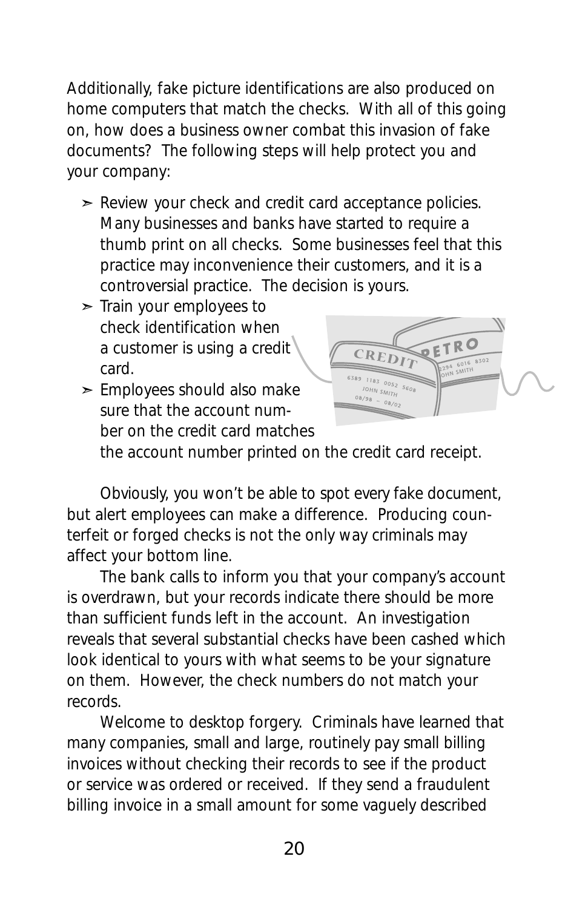Additionally, fake picture identifications are also produced on home computers that match the checks. With all of this going on, how does a business owner combat this invasion of fake documents? The following steps will help protect you and your company:

- Review your check and credit card acceptance policies. Many businesses and banks have started to require a thumb print on all checks. Some businesses feel that this practice may inconvenience their customers, and it is a controversial practice. The decision is yours.
- Train your employees to check identification when a customer is using a credit card.
- Employees should also make sure that the account number on the credit card matches the account number printed on the credit card receipt.

Obviously, you won't be able to spot every fake document, but alert employees can make a difference. Producing counterfeit or forged checks is not the only way criminals may affect your bottom line.

The bank calls to inform you that your company's account is overdrawn, but your records indicate there should be more than sufficient funds left in the account. An investigation reveals that several substantial checks have been cashed which look identical to yours with what seems to be your signature on them. However, the check numbers do not match your records.

Welcome to desktop forgery. Criminals have learned that many companies, small and large, routinely pay small billing invoices without checking their records to see if the product or service was ordered or received. If they send a fraudulent billing invoice in a small amount for some vaguely described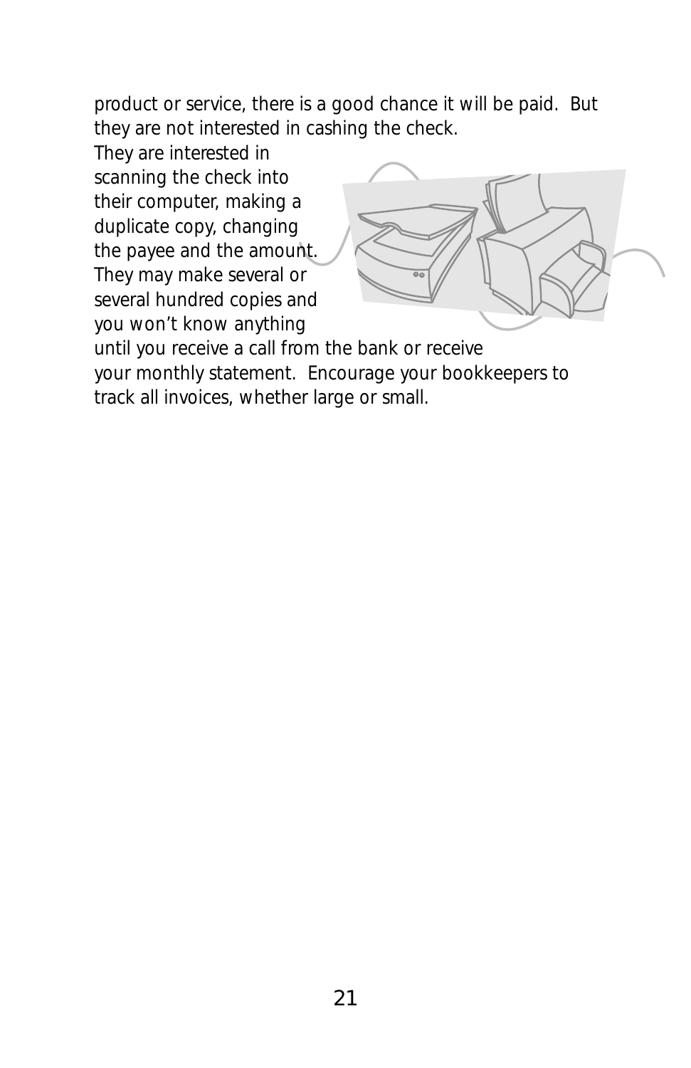product or service, there is a good chance it will be paid. But they are not interested in cashing the check. They are interested in scanning the check into their computer, making a duplicate copy, changing the payee and the amount. They may make several or several hundred copies and you won't know anything until you receive a call from the bank or receive your monthly statement. Encourage your bookkeepers to track all invoices, whether large or small.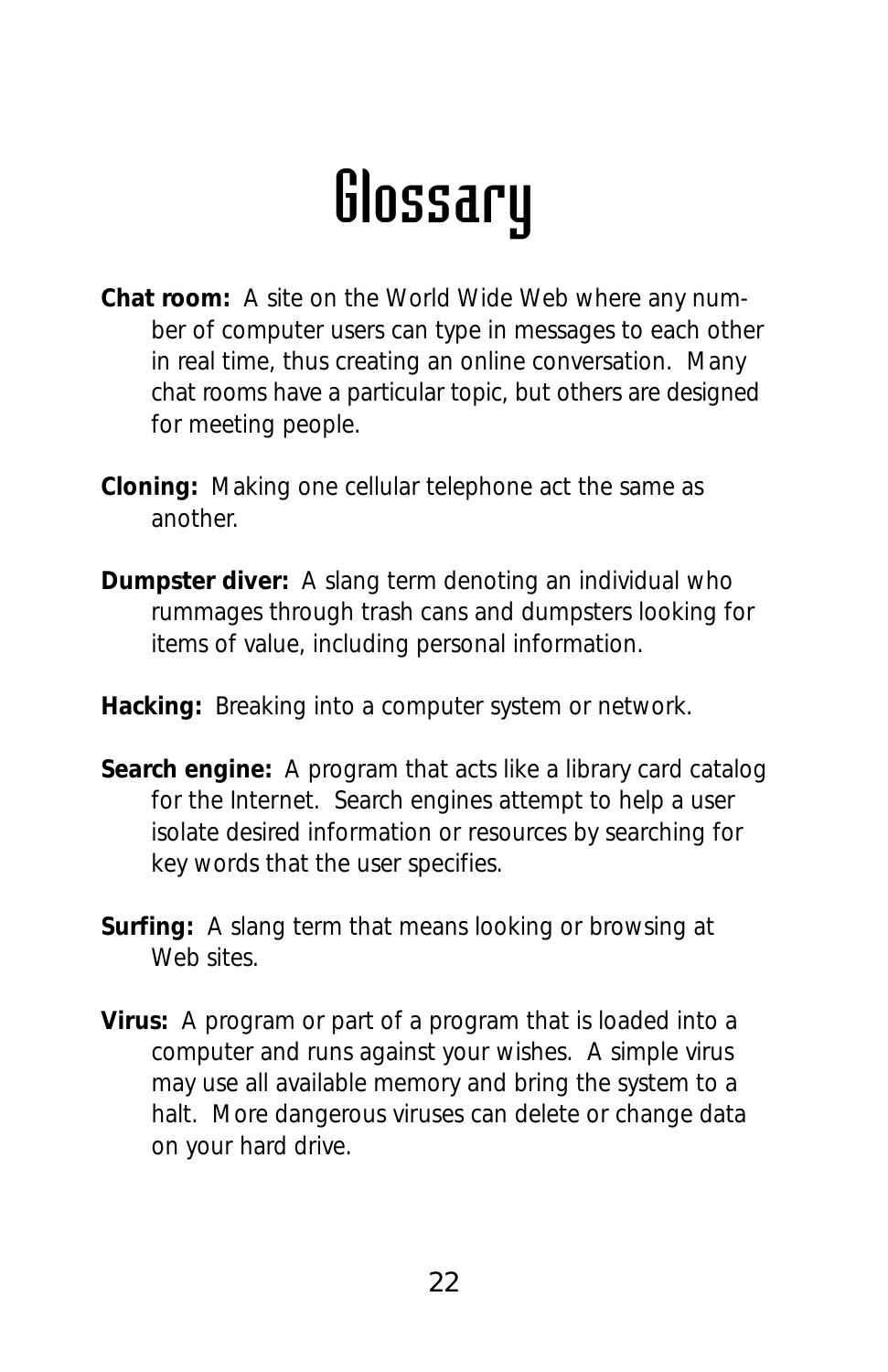# Glossary

**Chat room:** A site on the World Wide Web where any number of computer users can type in messages to each other in real time, thus creating an online conversation. Many chat rooms have a particular topic, but others are designed for meeting people.

**Cloning:** Making one cellular telephone act the same as another.

**Dumpster diver:** A slang term denoting an individual who rummages through trash cans and dumpsters looking for items of value, including personal information.

**Hacking:** Breaking into a computer system or network.

**Search engine:** A program that acts like a library card catalog for the Internet. Search engines attempt to help a user isolate desired information or resources by searching for key words that the user specifies.

**Surfing:** A slang term that means looking or browsing at Web sites.

**Virus:** A program or part of a program that is loaded into a computer and runs against your wishes. A simple virus may use all available memory and bring the system to a halt. More dangerous viruses can delete or change data on your hard drive.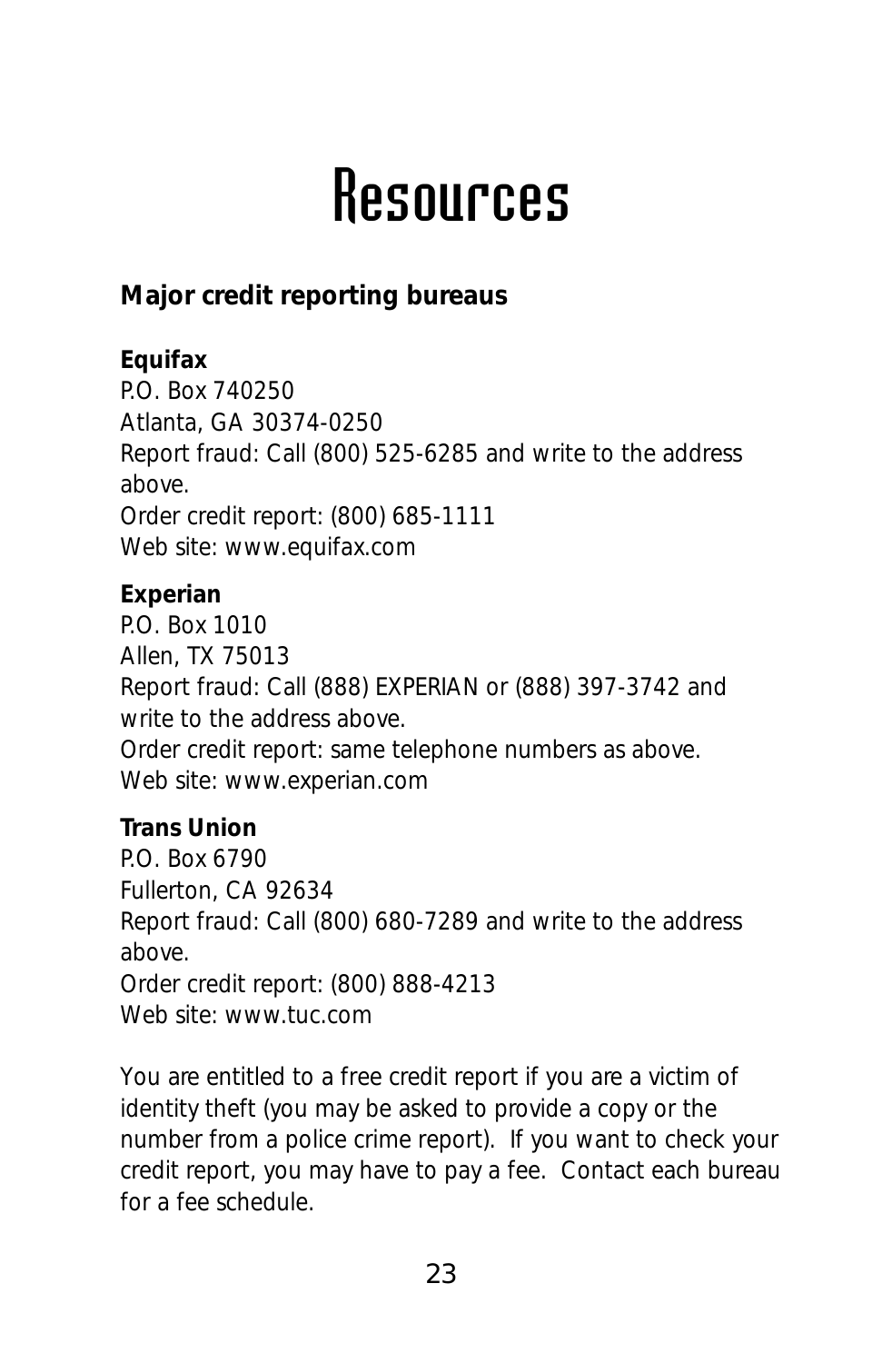# Resources

## Major credit reporting bureaus

**Equifax**
P.O. Box 740250
Atlanta, GA 30374-0250
Report fraud: Call (800) 525-6285 and write to the address above.
Order credit report: (800) 685-1111
Web site: www.equifax.com

**Experian**
P.O. Box 1010
Allen, TX 75013
Report fraud: Call (888) EXPERIAN or (888) 397-3742 and write to the address above.
Order credit report: same telephone numbers as above.
Web site: www.experian.com

**Trans Union**
P.O. Box 6790
Fullerton, CA 92634
Report fraud: Call (800) 680-7289 and write to the address above.
Order credit report: (800) 888-4213
Web site: www.tuc.com

You are entitled to a free credit report if you are a victim of identity theft (you may be asked to provide a copy or the number from a police crime report). If you want to check your credit report, you may have to pay a fee. Contact each bureau for a fee schedule.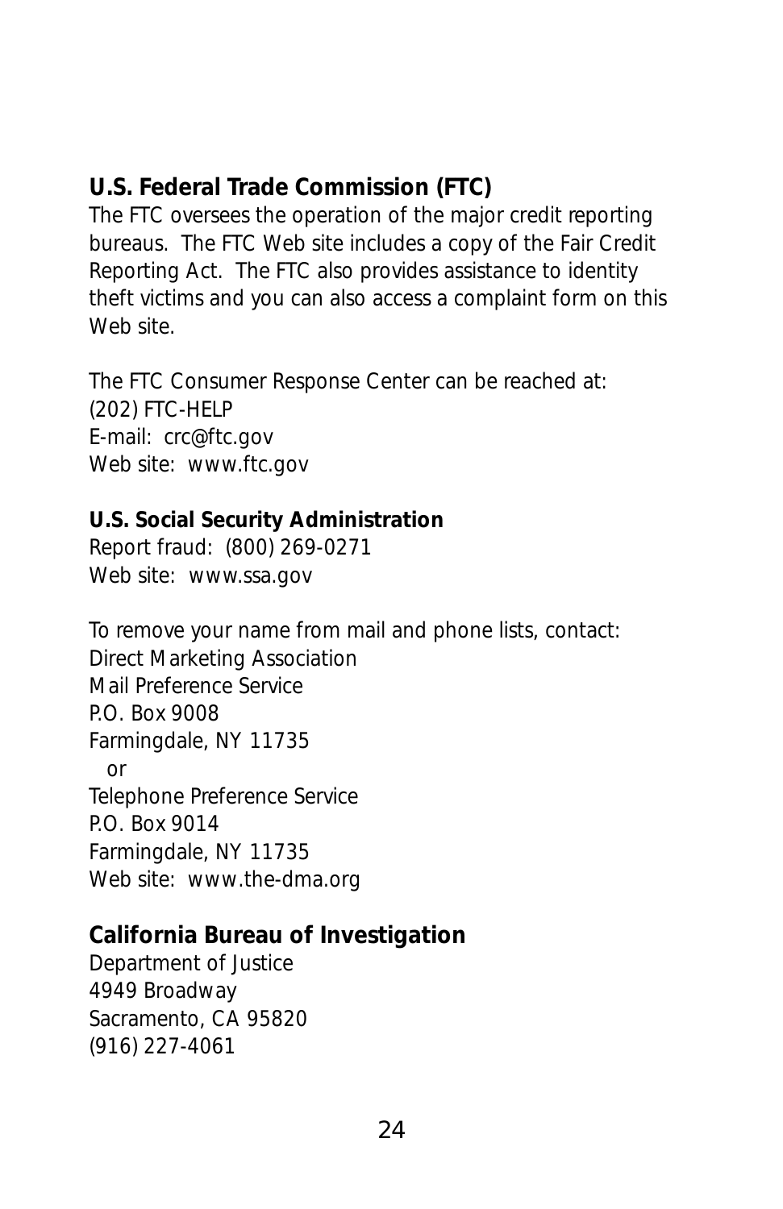**U.S. Federal Trade Commission (FTC)**
The FTC oversees the operation of the major credit reporting bureaus. The FTC Web site includes a copy of the Fair Credit Reporting Act. The FTC also provides assistance to identity theft victims and you can also access a complaint form on this Web site.

The FTC Consumer Response Center can be reached at:
(202) FTC-HELP
E-mail: crc@ftc.gov
Web site: www.ftc.gov

**U.S. Social Security Administration**
Report fraud: (800) 269-0271
Web site: www.ssa.gov

To remove your name from mail and phone lists, contact:
Direct Marketing Association
Mail Preference Service
P.O. Box 9008
Farmingdale, NY 11735
or
Telephone Preference Service
P.O. Box 9014
Farmingdale, NY 11735
Web site: www.the-dma.org

**California Bureau of Investigation**
Department of Justice
4949 Broadway
Sacramento, CA 95820
(916) 227-4061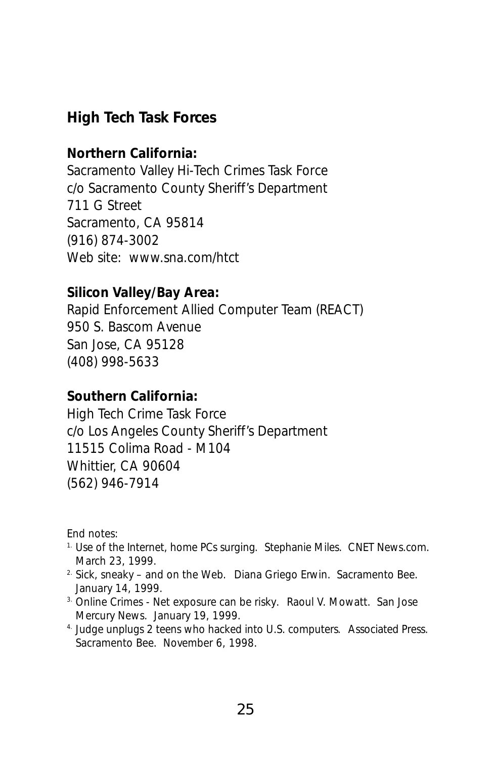## High Tech Task Forces

**Northern California:**
Sacramento Valley Hi-Tech Crimes Task Force
c/o Sacramento County Sheriff's Department
711 G Street
Sacramento, CA 95814
(916) 874-3002
Web site: www.sna.com/htct

**Silicon Valley/Bay Area:**
Rapid Enforcement Allied Computer Team (REACT)
950 S. Bascom Avenue
San Jose, CA 95128
(408) 998-5633

**Southern California:**
High Tech Crime Task Force
c/o Los Angeles County Sheriff's Department
11515 Colima Road - M104
Whittier, CA 90604
(562) 946-7914

End notes:

1. Use of the Internet, home PCs surging. Stephanie Miles. CNET News.com. March 23, 1999.
2. Sick, sneaky – and on the Web. Diana Griego Erwin. Sacramento Bee. January 14, 1999.
3. Online Crimes - Net exposure can be risky. Raoul V. Mowatt. San Jose Mercury News. January 19, 1999.
4. Judge unplugs 2 teens who hacked into U.S. computers. Associated Press. Sacramento Bee. November 6, 1998.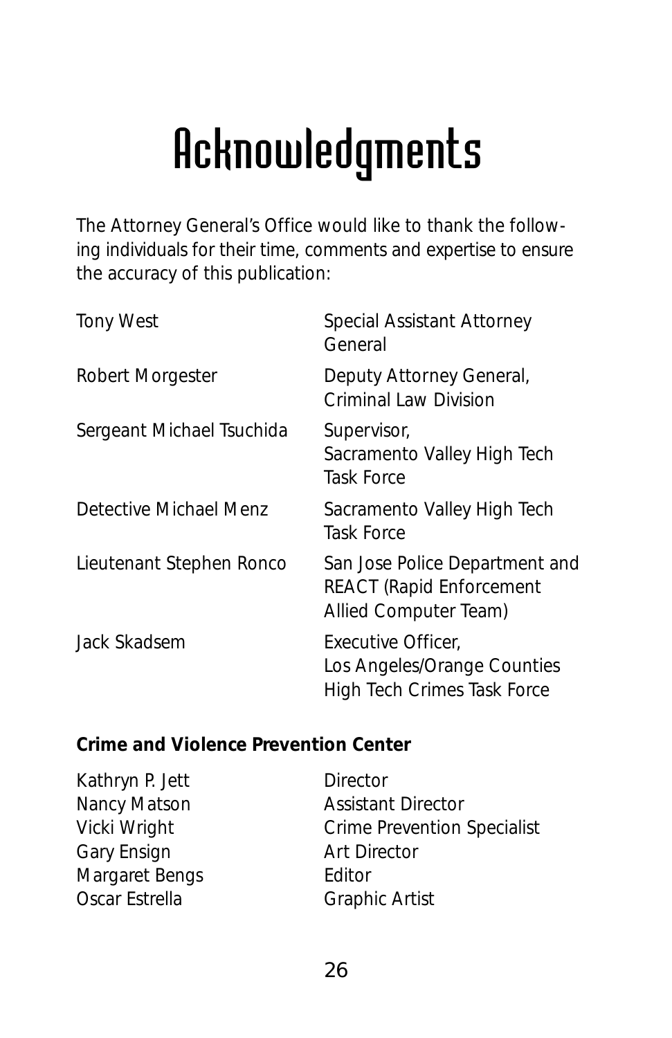# Acknowledgments

The Attorney General's Office would like to thank the following individuals for their time, comments and expertise to ensure the accuracy of this publication:

| | |
|---|---|
| Tony West | Special Assistant Attorney General |
| Robert Morgester | Deputy Attorney General, Criminal Law Division |
| Sergeant Michael Tsuchida | Supervisor, Sacramento Valley High Tech Task Force |
| Detective Michael Menz | Sacramento Valley High Tech Task Force |
| Lieutenant Stephen Ronco | San Jose Police Department and REACT (Rapid Enforcement Allied Computer Team) |
| Jack Skadsem | Executive Officer, Los Angeles/Orange Counties High Tech Crimes Task Force |

**Crime and Violence Prevention Center**

| | |
|---|---|
| Kathryn P. Jett | Director |
| Nancy Matson | Assistant Director |
| Vicki Wright | Crime Prevention Specialist |
| Gary Ensign | Art Director |
| Margaret Bengs | Editor |
| Oscar Estrella | Graphic Artist |